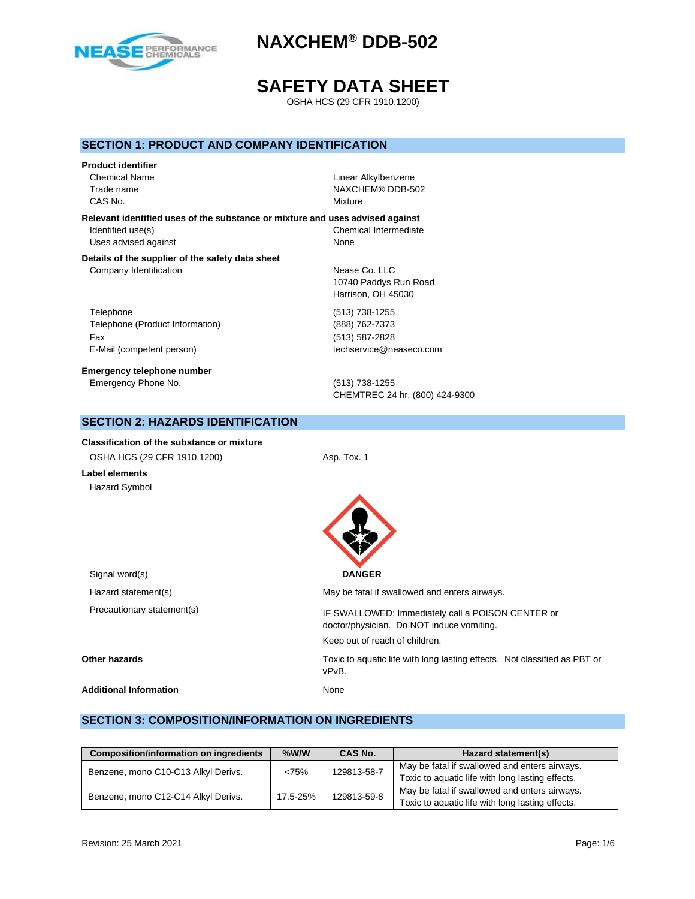# NAXCHEM® DDB-502

# SAFETY DATA SHEET

OSHA HCS (29 CFR 1910.1200)

## SECTION 1: PRODUCT AND COMPANY IDENTIFICATION

**Product identifier**

| | |
|---|---|
| Chemical Name | Linear Alkylbenzene |
| Trade name | NAXCHEM® DDB-502 |
| CAS No. | Mixture |

**Relevant identified uses of the substance or mixture and uses advised against**

| | |
|---|---|
| Identified use(s) | Chemical Intermediate |
| Uses advised against | None |

**Details of the supplier of the safety data sheet**

| | |
|---|---|
| Company Identification | Nease Co. LLC<br>10740 Paddys Run Road<br>Harrison, OH 45030 |
| Telephone | (513) 738-1255 |
| Telephone (Product Information) | (888) 762-7373 |
| Fax | (513) 587-2828 |
| E-Mail (competent person) | techservice@neaseco.com |

**Emergency telephone number**

| | |
|---|---|
| Emergency Phone No. | (513) 738-1255<br>CHEMTREC 24 hr. (800) 424-9300 |

## SECTION 2: HAZARDS IDENTIFICATION

**Classification of the substance or mixture**

| | |
|---|---|
| OSHA HCS (29 CFR 1910.1200) | Asp. Tox. 1 |

**Label elements**

Hazard Symbol

| | |
|---|---|
| Signal word(s) | **DANGER** |
| Hazard statement(s) | May be fatal if swallowed and enters airways. |
| Precautionary statement(s) | IF SWALLOWED: Immediately call a POISON CENTER or doctor/physician. Do NOT induce vomiting.<br>Keep out of reach of children. |

**Other hazards** Toxic to aquatic life with long lasting effects. Not classified as PBT or vPvB.

**Additional Information** None

## SECTION 3: COMPOSITION/INFORMATION ON INGREDIENTS

| Composition/information on ingredients | %W/W | CAS No. | Hazard statement(s) |
|---|---|---|---|
| Benzene, mono C10-C13 Alkyl Derivs. | <75% | 129813-58-7 | May be fatal if swallowed and enters airways.<br>Toxic to aquatic life with long lasting effects. |
| Benzene, mono C12-C14 Alkyl Derivs. | 17.5-25% | 129813-59-8 | May be fatal if swallowed and enters airways.<br>Toxic to aquatic life with long lasting effects. |

Revision: 25 March 2021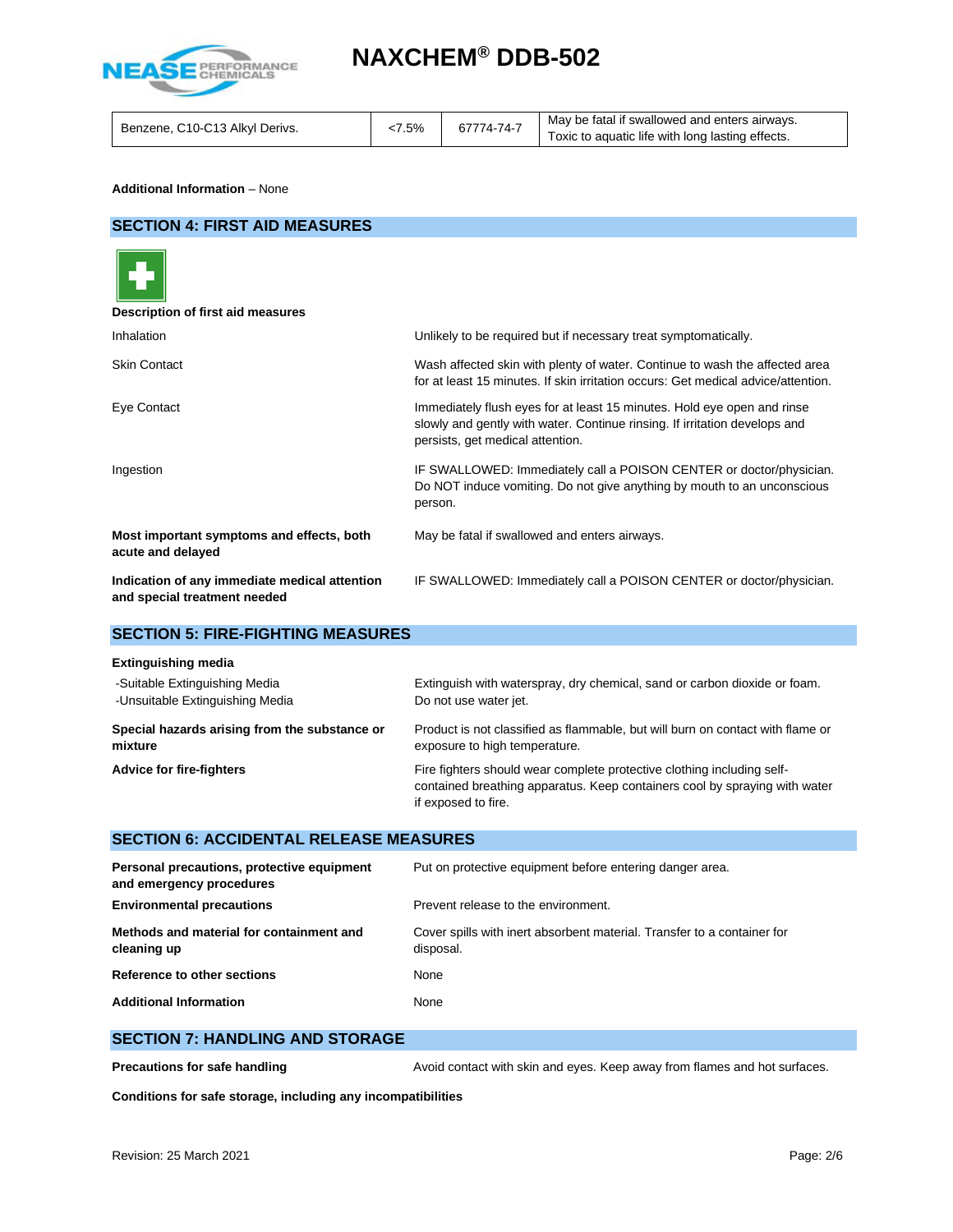| Benzene, C10-C13 Alkyl Derivs. | <7.5% | 67774-74-7 | May be fatal if swallowed and enters airways. Toxic to aquatic life with long lasting effects. |
|---|---|---|---|

**Additional Information** – None

## SECTION 4: FIRST AID MEASURES

**Description of first aid measures**

| | |
|---|---|
| Inhalation | Unlikely to be required but if necessary treat symptomatically. |
| Skin Contact | Wash affected skin with plenty of water. Continue to wash the affected area for at least 15 minutes. If skin irritation occurs: Get medical advice/attention. |
| Eye Contact | Immediately flush eyes for at least 15 minutes. Hold eye open and rinse slowly and gently with water. Continue rinsing. If irritation develops and persists, get medical attention. |
| Ingestion | IF SWALLOWED: Immediately call a POISON CENTER or doctor/physician. Do NOT induce vomiting. Do not give anything by mouth to an unconscious person. |
| **Most important symptoms and effects, both acute and delayed** | May be fatal if swallowed and enters airways. |
| **Indication of any immediate medical attention and special treatment needed** | IF SWALLOWED: Immediately call a POISON CENTER or doctor/physician. |

## SECTION 5: FIRE-FIGHTING MEASURES

**Extinguishing media**

| | |
|---|---|
| -Suitable Extinguishing Media | Extinguish with waterspray, dry chemical, sand or carbon dioxide or foam. |
| -Unsuitable Extinguishing Media | Do not use water jet. |
| **Special hazards arising from the substance or mixture** | Product is not classified as flammable, but will burn on contact with flame or exposure to high temperature. |
| **Advice for fire-fighters** | Fire fighters should wear complete protective clothing including self-contained breathing apparatus. Keep containers cool by spraying with water if exposed to fire. |

## SECTION 6: ACCIDENTAL RELEASE MEASURES

| | |
|---|---|
| **Personal precautions, protective equipment and emergency procedures** | Put on protective equipment before entering danger area. |
| **Environmental precautions** | Prevent release to the environment. |
| **Methods and material for containment and cleaning up** | Cover spills with inert absorbent material. Transfer to a container for disposal. |
| **Reference to other sections** | None |
| **Additional Information** | None |

## SECTION 7: HANDLING AND STORAGE

| | |
|---|---|
| **Precautions for safe handling** | Avoid contact with skin and eyes. Keep away from flames and hot surfaces. |

**Conditions for safe storage, including any incompatibilities**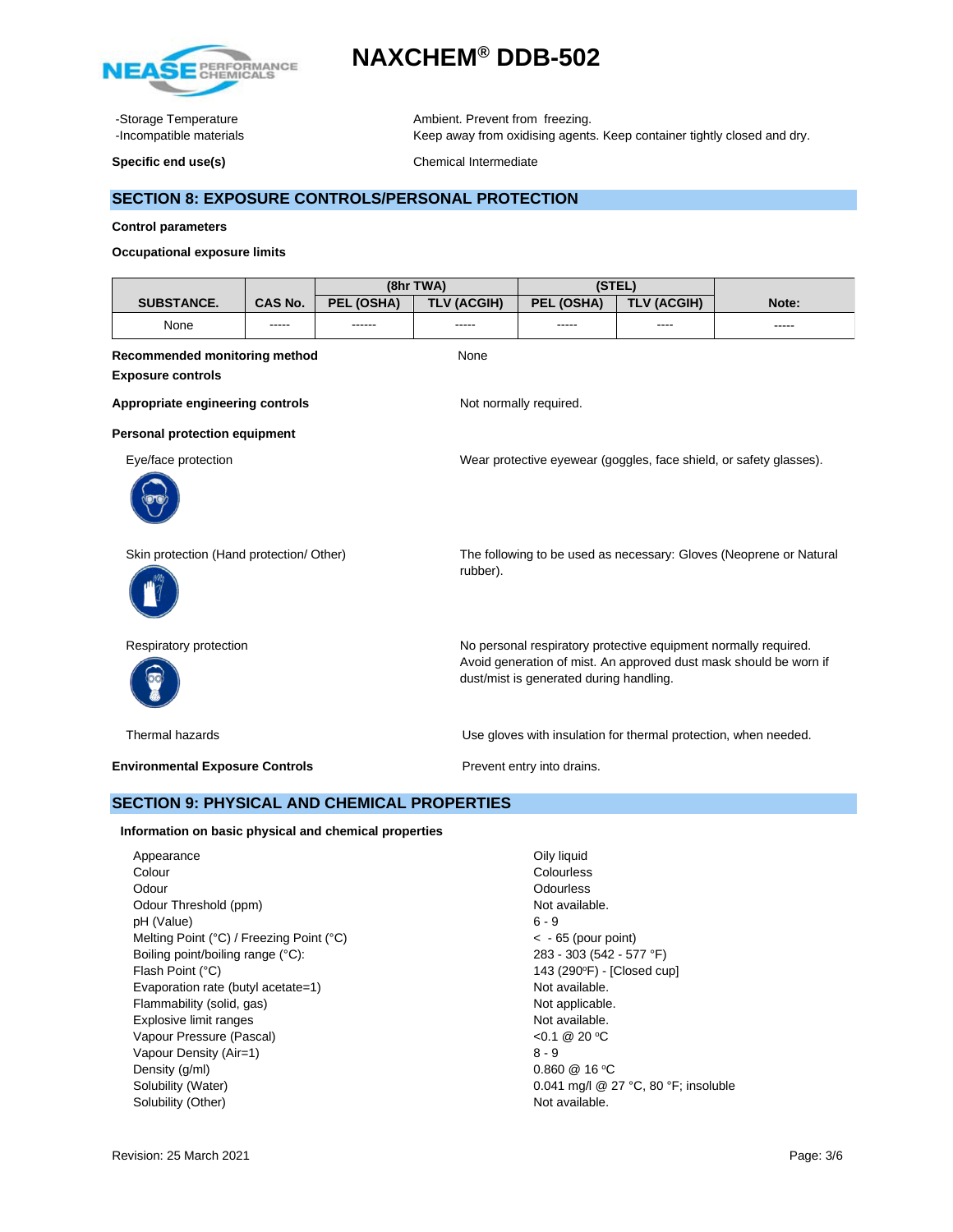-Storage Temperature | Ambient. Prevent from freezing.

-Incompatible materials | Keep away from oxidising agents. Keep container tightly closed and dry.

**Specific end use(s)** Chemical Intermediate

## SECTION 8: EXPOSURE CONTROLS/PERSONAL PROTECTION

**Control parameters**

**Occupational exposure limits**

| SUBSTANCE. | CAS No. | (8hr TWA) | | (STEL) | | Note: |
|---|---|---|---|---|---|---|
| | | PEL (OSHA) | TLV (ACGIH) | PEL (OSHA) | TLV (ACGIH) | |
| None | ----- | ------ | ----- | ----- | ---- | ----- |

**Recommended monitoring method** None

**Exposure controls**

**Appropriate engineering controls** Not normally required.

**Personal protection equipment**

Eye/face protection: Wear protective eyewear (goggles, face shield, or safety glasses).

Skin protection (Hand protection/ Other): The following to be used as necessary: Gloves (Neoprene or Natural rubber).

Respiratory protection: No personal respiratory protective equipment normally required. Avoid generation of mist. An approved dust mask should be worn if dust/mist is generated during handling.

Thermal hazards: Use gloves with insulation for thermal protection, when needed.

**Environmental Exposure Controls** Prevent entry into drains.

## SECTION 9: PHYSICAL AND CHEMICAL PROPERTIES

**Information on basic physical and chemical properties**

| Property | Value |
|---|---|
| Appearance | Oily liquid |
| Colour | Colourless |
| Odour | Odourless |
| Odour Threshold (ppm) | Not available. |
| pH (Value) | 6 - 9 |
| Melting Point (°C) / Freezing Point (°C) | < - 65 (pour point) |
| Boiling point/boiling range (°C): | 283 - 303 (542 - 577 °F) |
| Flash Point (°C) | 143 (290ºF) - [Closed cup] |
| Evaporation rate (butyl acetate=1) | Not available. |
| Flammability (solid, gas) | Not applicable. |
| Explosive limit ranges | Not available. |
| Vapour Pressure (Pascal) | <0.1 @ 20 ºC |
| Vapour Density (Air=1) | 8 - 9 |
| Density (g/ml) | 0.860 @ 16 ºC |
| Solubility (Water) | 0.041 mg/l @ 27 °C, 80 °F; insoluble |
| Solubility (Other) | Not available. |

Revision: 25 March 2021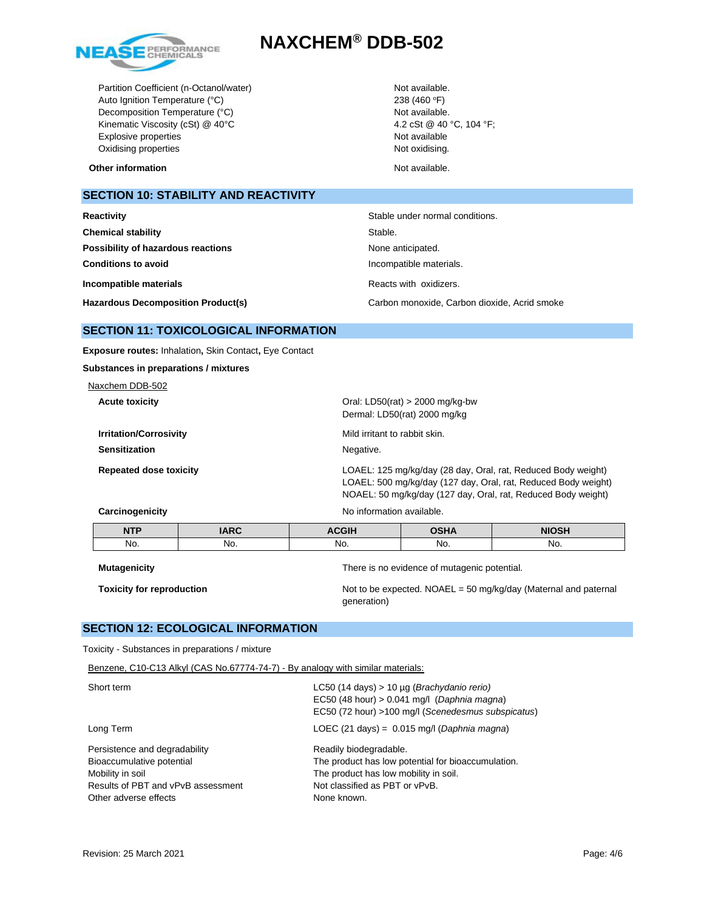| | |
|---|---|
| Partition Coefficient (n-Octanol/water) | Not available. |
| Auto Ignition Temperature (°C) | 238 (460 ºF) |
| Decomposition Temperature (°C) | Not available. |
| Kinematic Viscosity (cSt) @ 40°C | 4.2 cSt @ 40 °C, 104 °F; |
| Explosive properties | Not available |
| Oxidising properties | Not oxidising. |

**Other information** Not available.

## SECTION 10: STABILITY AND REACTIVITY

| | |
|---|---|
| **Reactivity** | Stable under normal conditions. |
| **Chemical stability** | Stable. |
| **Possibility of hazardous reactions** | None anticipated. |
| **Conditions to avoid** | Incompatible materials. |
| **Incompatible materials** | Reacts with oxidizers. |
| **Hazardous Decomposition Product(s)** | Carbon monoxide, Carbon dioxide, Acrid smoke |

## SECTION 11: TOXICOLOGICAL INFORMATION

**Exposure routes:** Inhalation**,** Skin Contact**,** Eye Contact

**Substances in preparations / mixtures**

Naxchem DDB-502

| | |
|---|---|
| **Acute toxicity** | Oral: LD50(rat) > 2000 mg/kg-bw<br>Dermal: LD50(rat) 2000 mg/kg |
| **Irritation/Corrosivity** | Mild irritant to rabbit skin. |
| **Sensitization** | Negative. |
| **Repeated dose toxicity** | LOAEL: 125 mg/kg/day (28 day, Oral, rat, Reduced Body weight)<br>LOAEL: 500 mg/kg/day (127 day, Oral, rat, Reduced Body weight)<br>NOAEL: 50 mg/kg/day (127 day, Oral, rat, Reduced Body weight) |
| **Carcinogenicity** | No information available. |

| NTP | IARC | ACGIH | OSHA | NIOSH |
|---|---|---|---|---|
| No. | No. | No. | No. | No. |

| | |
|---|---|
| **Mutagenicity** | There is no evidence of mutagenic potential. |
| **Toxicity for reproduction** | Not to be expected. NOAEL = 50 mg/kg/day (Maternal and paternal generation) |

## SECTION 12: ECOLOGICAL INFORMATION

Toxicity - Substances in preparations / mixture

Benzene, C10-C13 Alkyl (CAS No.67774-74-7) - By analogy with similar materials:

| | |
|---|---|
| Short term | LC50 (14 days) > 10 µg (*Brachydanio rerio)*<br>EC50 (48 hour) > 0.041 mg/l (*Daphnia magna*)<br>EC50 (72 hour) >100 mg/l (*Scenedesmus subspicatus*) |
| Long Term | LOEC (21 days) = 0.015 mg/l (*Daphnia magna*) |
| Persistence and degradability | Readily biodegradable. |
| Bioaccumulative potential | The product has low potential for bioaccumulation. |
| Mobility in soil | The product has low mobility in soil. |
| Results of PBT and vPvB assessment | Not classified as PBT or vPvB. |
| Other adverse effects | None known. |

Revision: 25 March 2021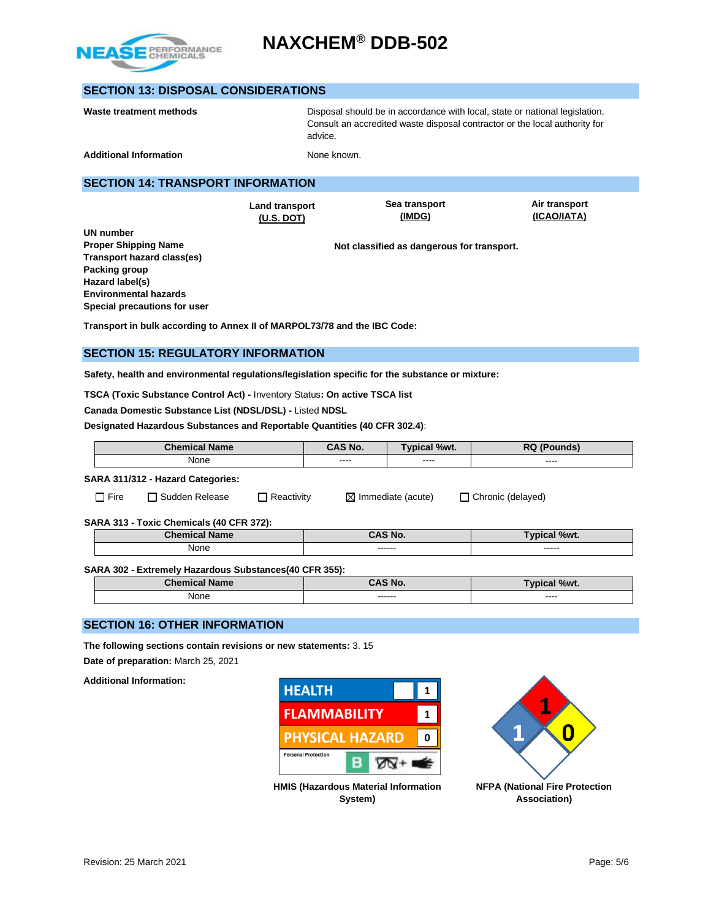# NAXCHEM® DDB-502

## SECTION 13: DISPOSAL CONSIDERATIONS

**Waste treatment methods**

Disposal should be in accordance with local, state or national legislation. Consult an accredited waste disposal contractor or the local authority for advice.

**Additional Information**

None known.

## SECTION 14: TRANSPORT INFORMATION

| | Land transport (U.S. DOT) | Sea transport (IMDG) | Air transport (ICAO/IATA) |
|---|---|---|---|
| **UN number** | | | |
| **Proper Shipping Name** | | **Not classified as dangerous for transport.** | |
| **Transport hazard class(es)** | | | |
| **Packing group** | | | |
| **Hazard label(s)** | | | |
| **Environmental hazards** | | | |
| **Special precautions for user** | | | |

**Transport in bulk according to Annex II of MARPOL73/78 and the IBC Code:**

## SECTION 15: REGULATORY INFORMATION

**Safety, health and environmental regulations/legislation specific for the substance or mixture:**

**TSCA (Toxic Substance Control Act) -** Inventory Status**: On active TSCA list**

**Canada Domestic Substance List (NDSL/DSL) -** Listed **NDSL**

**Designated Hazardous Substances and Reportable Quantities (40 CFR 302.4)**:

| Chemical Name | CAS No. | Typical %wt. | RQ (Pounds) |
|---|---|---|---|
| None | ---- | ---- | ---- |

**SARA 311/312 - Hazard Categories:**

☐ Fire ☐ Sudden Release ☐ Reactivity ☒ Immediate (acute) ☐ Chronic (delayed)

**SARA 313 - Toxic Chemicals (40 CFR 372):**

| Chemical Name | CAS No. | Typical %wt. |
|---|---|---|
| None | ------ | ----- |

**SARA 302 - Extremely Hazardous Substances(40 CFR 355):**

| Chemical Name | CAS No. | Typical %wt. |
|---|---|---|
| None | ------ | ---- |

## SECTION 16: OTHER INFORMATION

**The following sections contain revisions or new statements:** 3. 15

**Date of preparation:** March 25, 2021

**Additional Information:**

| HMIS | |
|---|---|
| HEALTH | 1 |
| FLAMMABILITY | 1 |
| PHYSICAL HAZARD | 0 |
| Personal Protection | B |

**HMIS (Hazardous Material Information System)**

NFPA: Health 1, Flammability 1, Instability 0

**NFPA (National Fire Protection Association)**

Revision: 25 March 2021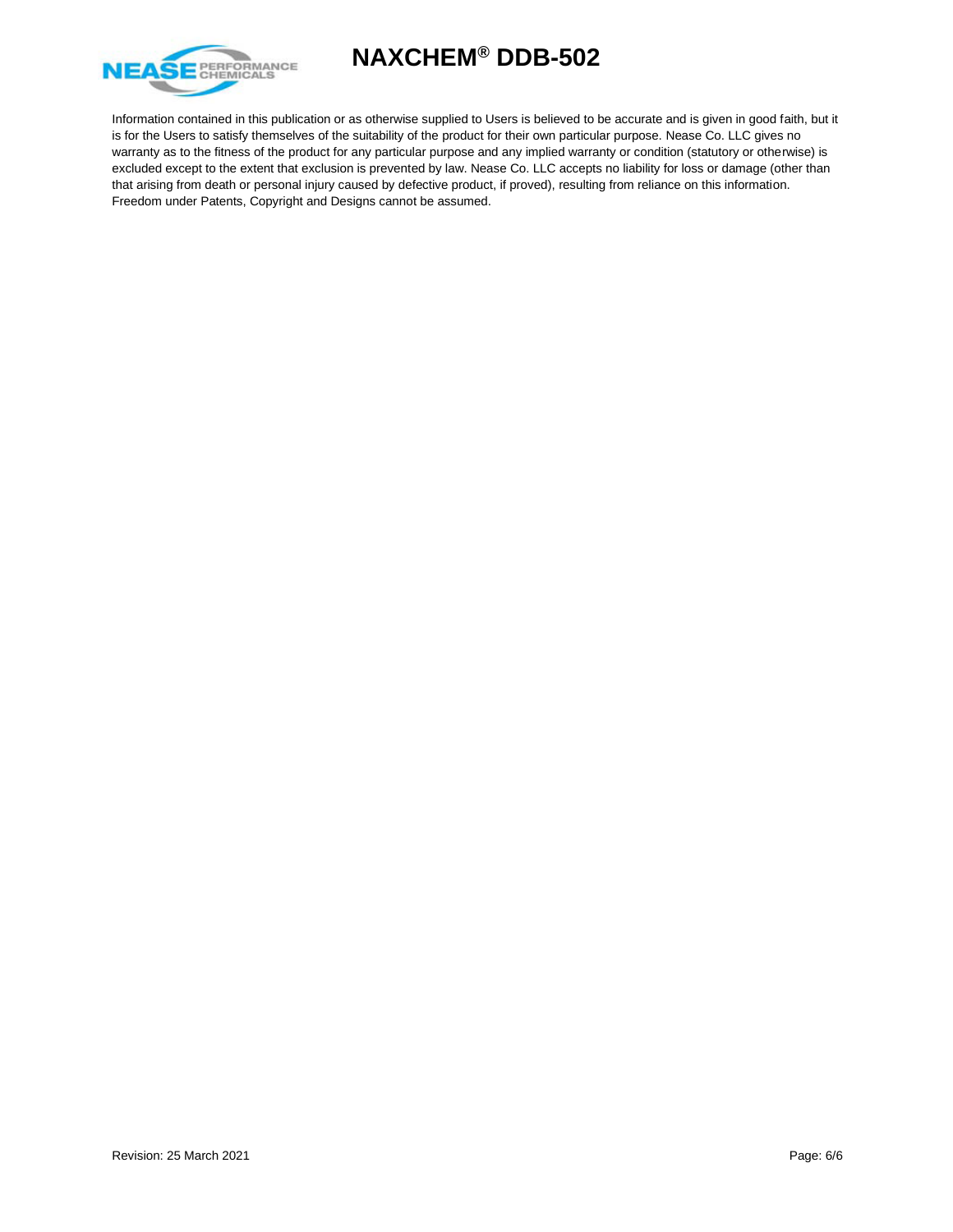Information contained in this publication or as otherwise supplied to Users is believed to be accurate and is given in good faith, but it is for the Users to satisfy themselves of the suitability of the product for their own particular purpose. Nease Co. LLC gives no warranty as to the fitness of the product for any particular purpose and any implied warranty or condition (statutory or otherwise) is excluded except to the extent that exclusion is prevented by law. Nease Co. LLC accepts no liability for loss or damage (other than that arising from death or personal injury caused by defective product, if proved), resulting from reliance on this information. Freedom under Patents, Copyright and Designs cannot be assumed.

Revision: 25 March 2021